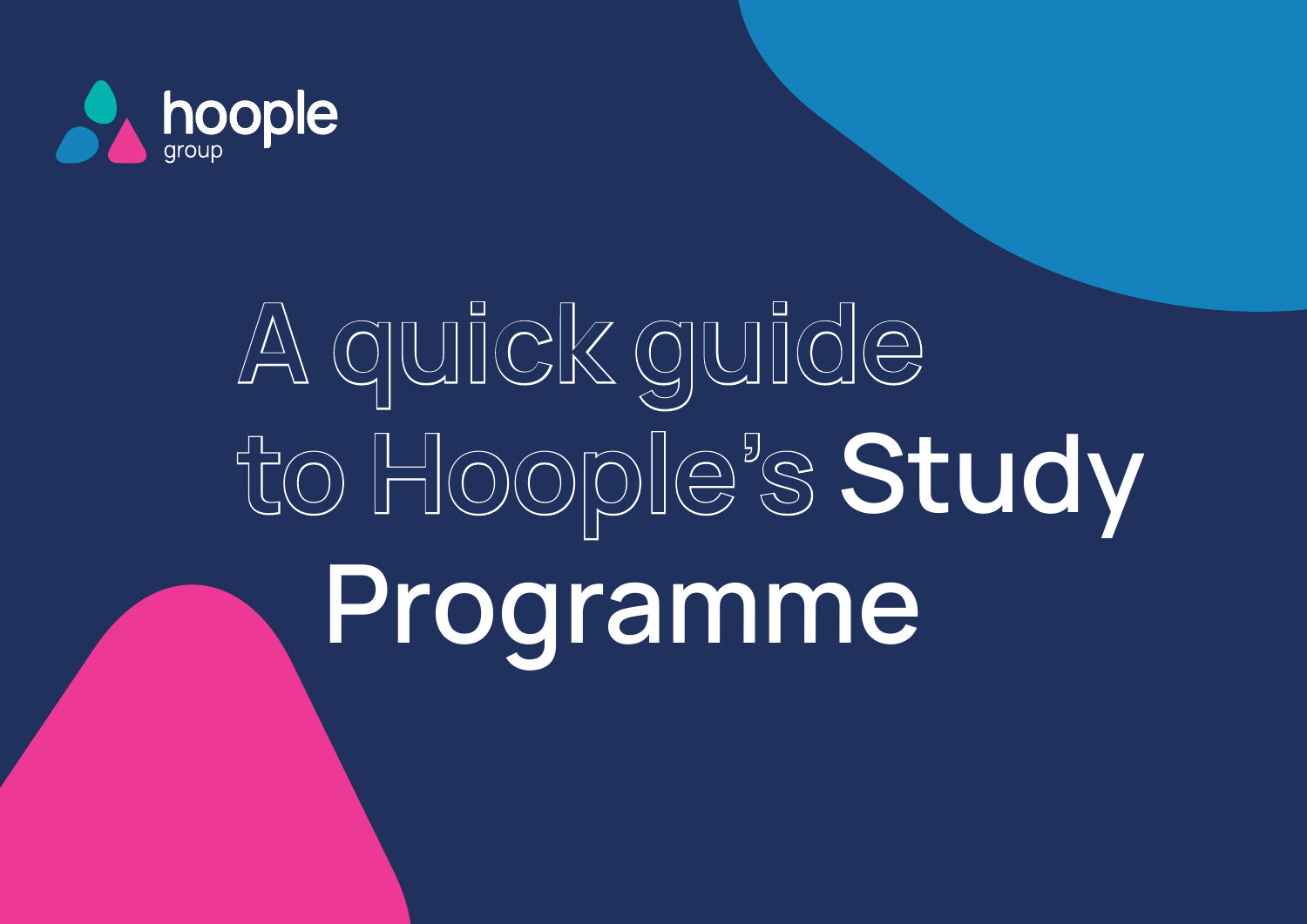hoople group

# A quick guide to Hoople's Study Programme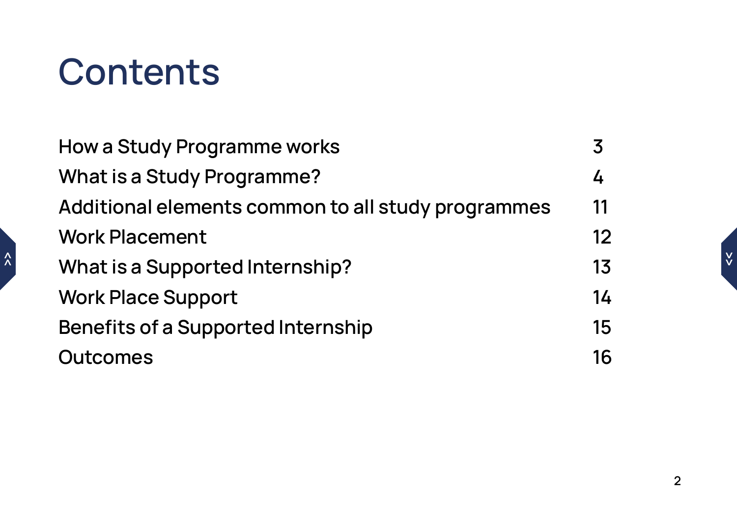# Contents

| | |
|---|---|
| How a Study Programme works | 3 |
| What is a Study Programme? | 4 |
| Additional elements common to all study programmes | 11 |
| Work Placement | 12 |
| What is a Supported Internship? | 13 |
| Work Place Support | 14 |
| Benefits of a Supported Internship | 15 |
| Outcomes | 16 |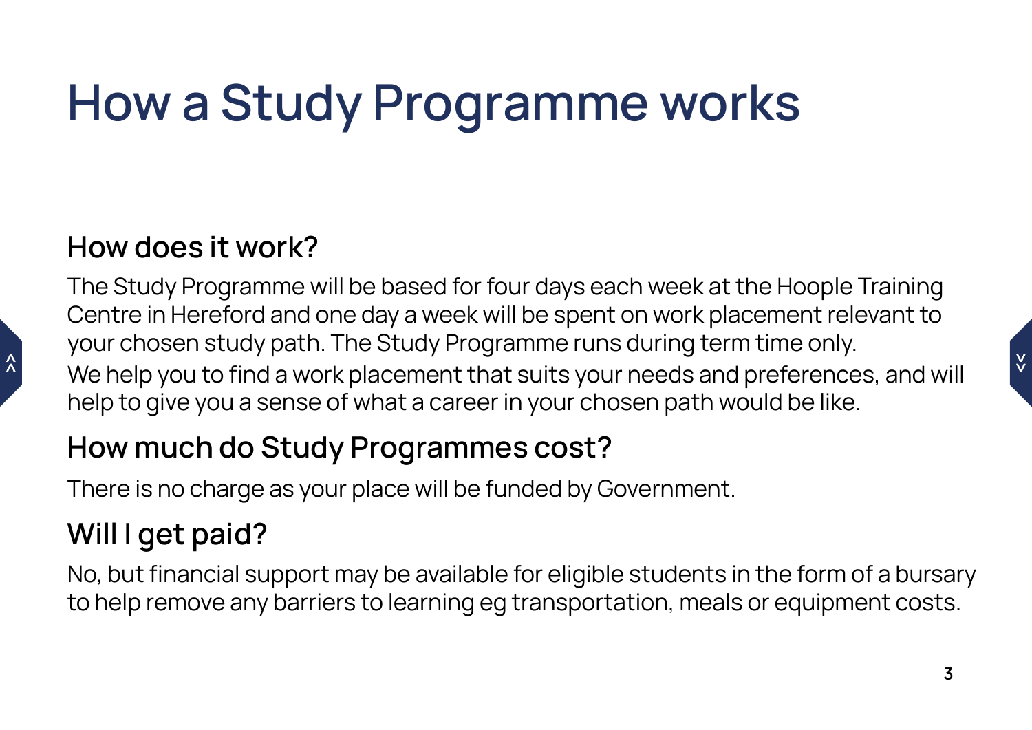# How a Study Programme works

## How does it work?

The Study Programme will be based for four days each week at the Hoople Training Centre in Hereford and one day a week will be spent on work placement relevant to your chosen study path. The Study Programme runs during term time only.

We help you to find a work placement that suits your needs and preferences, and will help to give you a sense of what a career in your chosen path would be like.

## How much do Study Programmes cost?

There is no charge as your place will be funded by Government.

## Will I get paid?

No, but financial support may be available for eligible students in the form of a bursary to help remove any barriers to learning eg transportation, meals or equipment costs.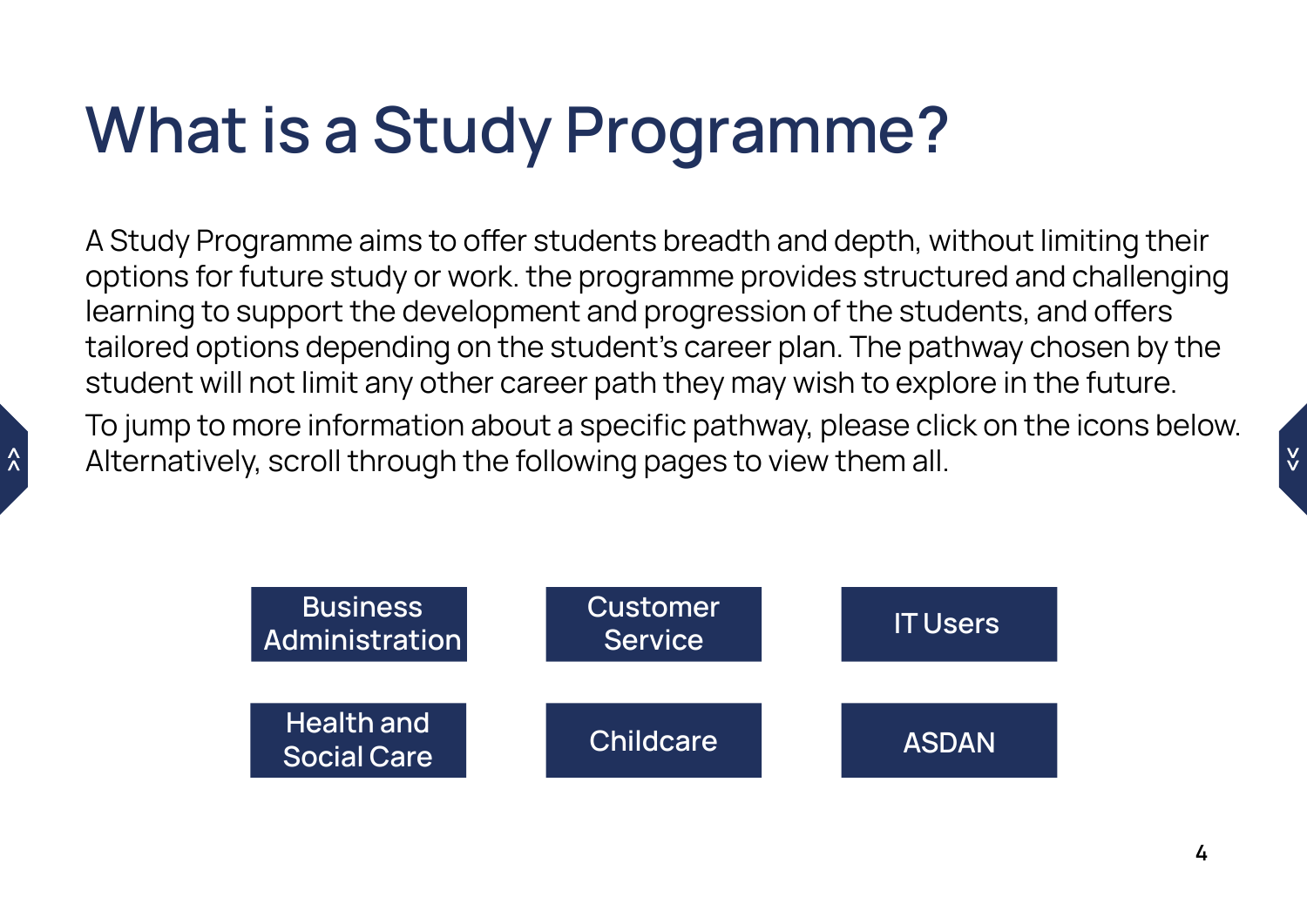# What is a Study Programme?

A Study Programme aims to offer students breadth and depth, without limiting their options for future study or work. the programme provides structured and challenging learning to support the development and progression of the students, and offers tailored options depending on the student's career plan. The pathway chosen by the student will not limit any other career path they may wish to explore in the future.

To jump to more information about a specific pathway, please click on the icons below. Alternatively, scroll through the following pages to view them all.

- Business Administration
- Customer Service
- IT Users
- Health and Social Care
- Childcare
- ASDAN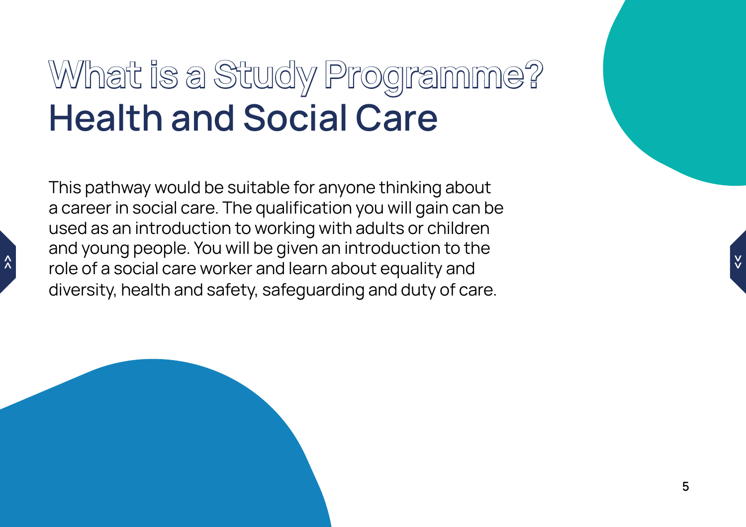# What is a Study Programme?
## Health and Social Care

This pathway would be suitable for anyone thinking about a career in social care. The qualification you will gain can be used as an introduction to working with adults or children and young people. You will be given an introduction to the role of a social care worker and learn about equality and diversity, health and safety, safeguarding and duty of care.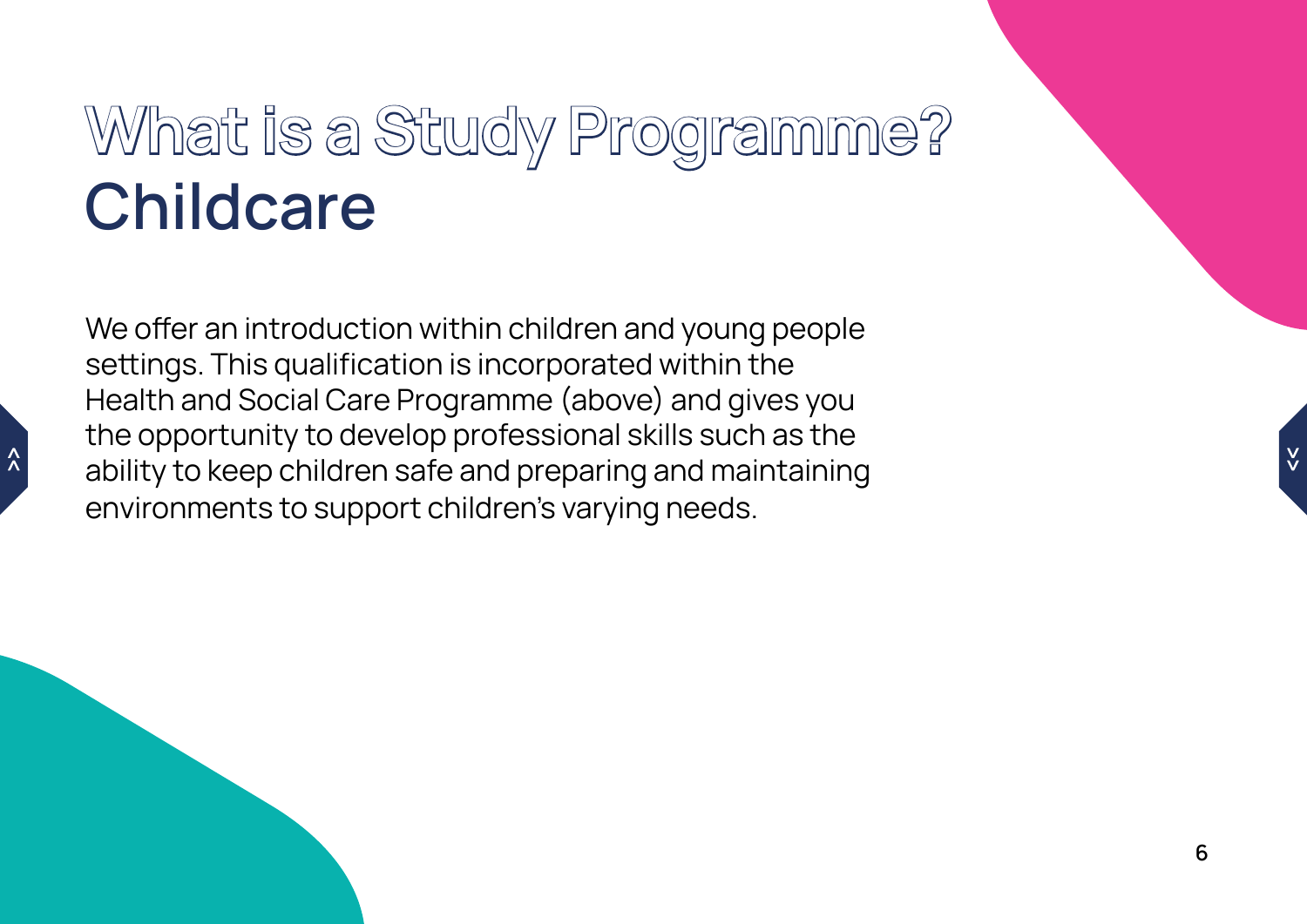# What is a Study Programme?
## Childcare

We offer an introduction within children and young people settings. This qualification is incorporated within the Health and Social Care Programme (above) and gives you the opportunity to develop professional skills such as the ability to keep children safe and preparing and maintaining environments to support children's varying needs.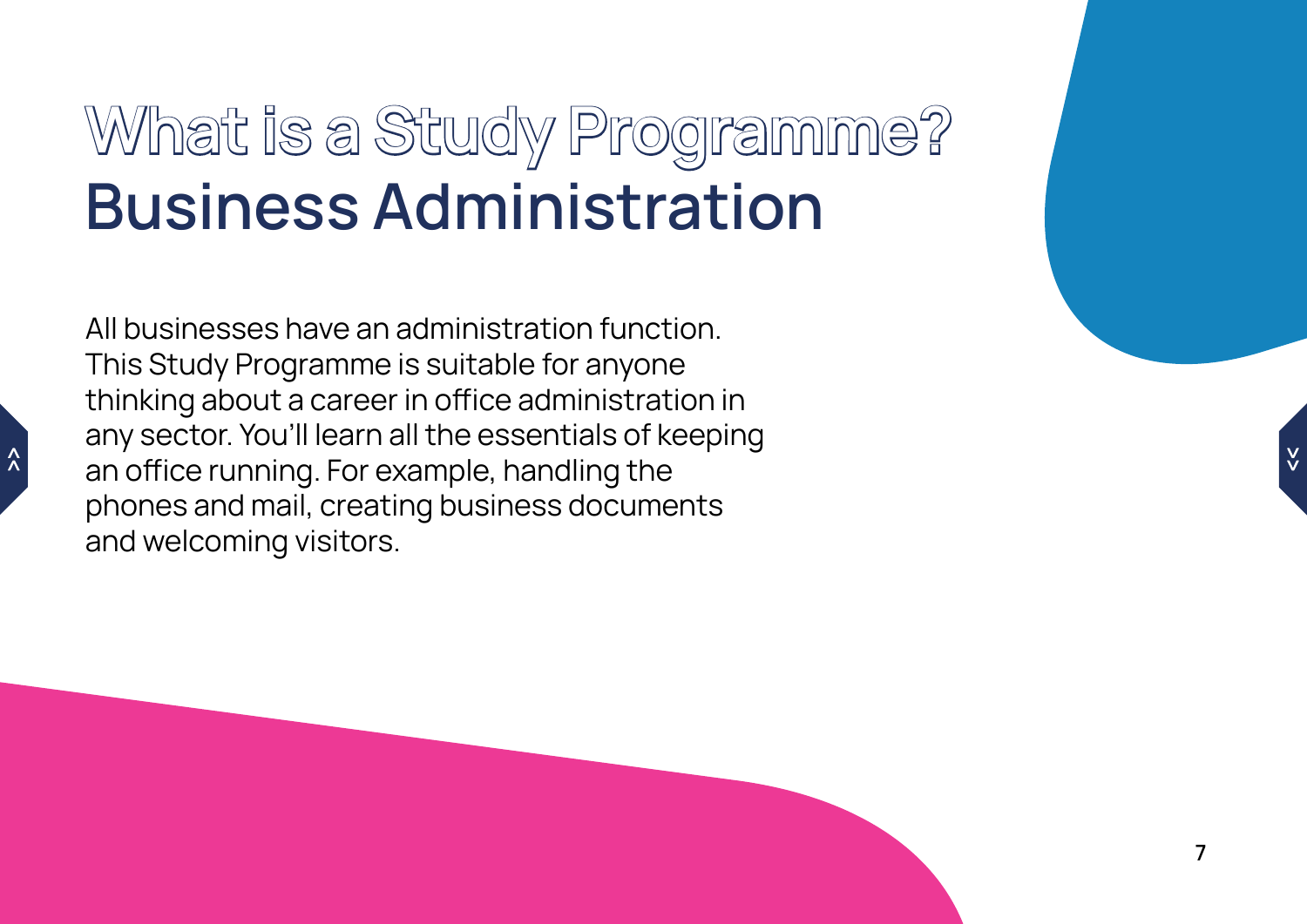# What is a Study Programme?
## Business Administration

All businesses have an administration function. This Study Programme is suitable for anyone thinking about a career in office administration in any sector. You'll learn all the essentials of keeping an office running. For example, handling the phones and mail, creating business documents and welcoming visitors.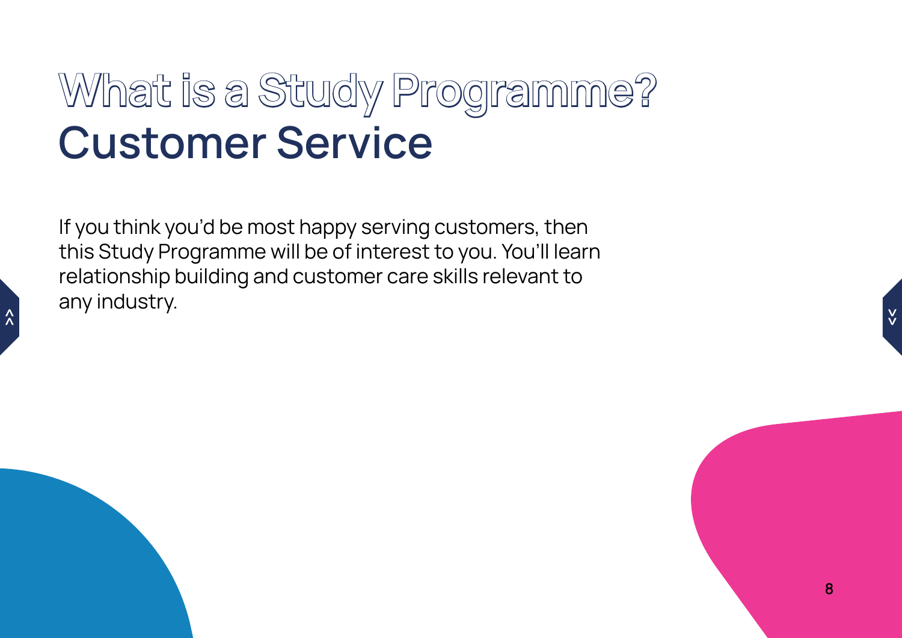# What is a Study Programme?
## Customer Service

If you think you'd be most happy serving customers, then this Study Programme will be of interest to you. You'll learn relationship building and customer care skills relevant to any industry.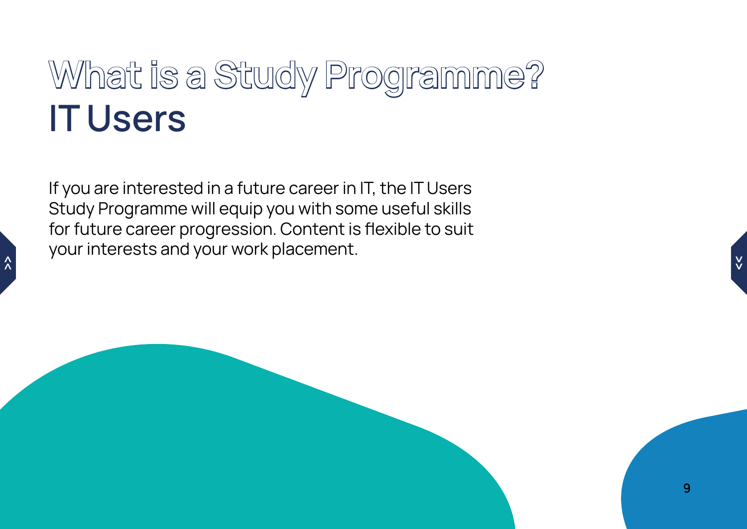# What is a Study Programme?
# IT Users

If you are interested in a future career in IT, the IT Users Study Programme will equip you with some useful skills for future career progression. Content is flexible to suit your interests and your work placement.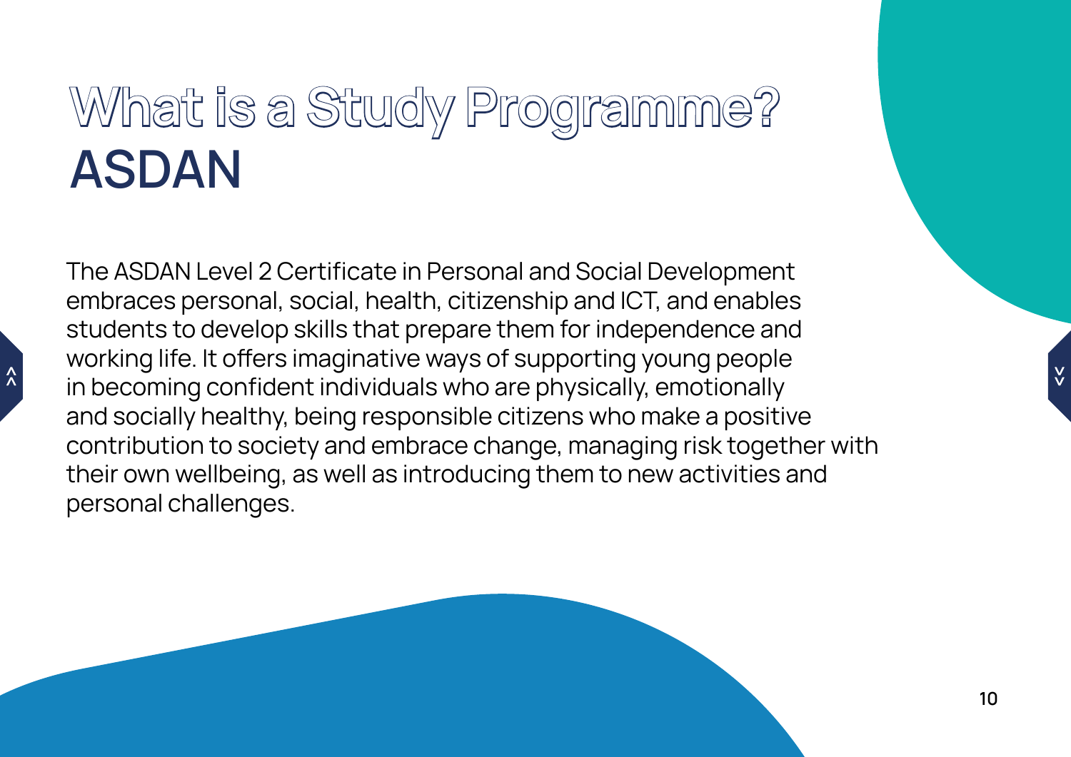# What is a Study Programme?

## ASDAN

The ASDAN Level 2 Certificate in Personal and Social Development embraces personal, social, health, citizenship and ICT, and enables students to develop skills that prepare them for independence and working life. It offers imaginative ways of supporting young people in becoming confident individuals who are physically, emotionally and socially healthy, being responsible citizens who make a positive contribution to society and embrace change, managing risk together with their own wellbeing, as well as introducing them to new activities and personal challenges.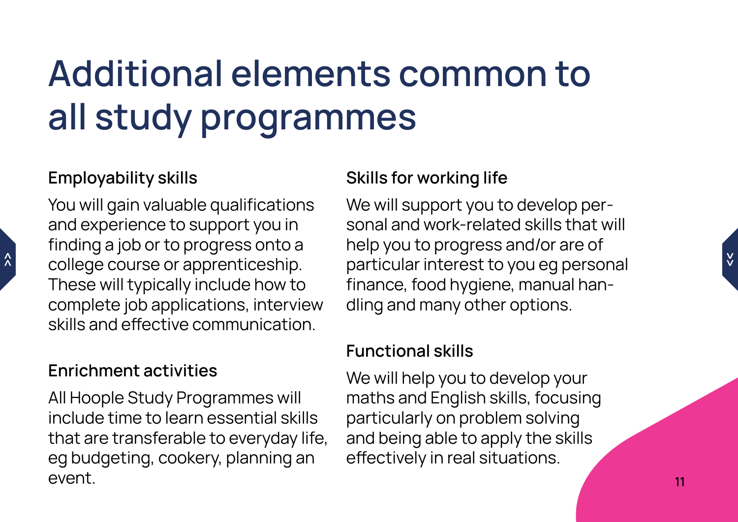# Additional elements common to all study programmes

## Employability skills

You will gain valuable qualifications and experience to support you in finding a job or to progress onto a college course or apprenticeship. These will typically include how to complete job applications, interview skills and effective communication.

## Enrichment activities

All Hoople Study Programmes will include time to learn essential skills that are transferable to everyday life, eg budgeting, cookery, planning an event.

## Skills for working life

We will support you to develop personal and work-related skills that will help you to progress and/or are of particular interest to you eg personal finance, food hygiene, manual handling and many other options.

## Functional skills

We will help you to develop your maths and English skills, focusing particularly on problem solving and being able to apply the skills effectively in real situations.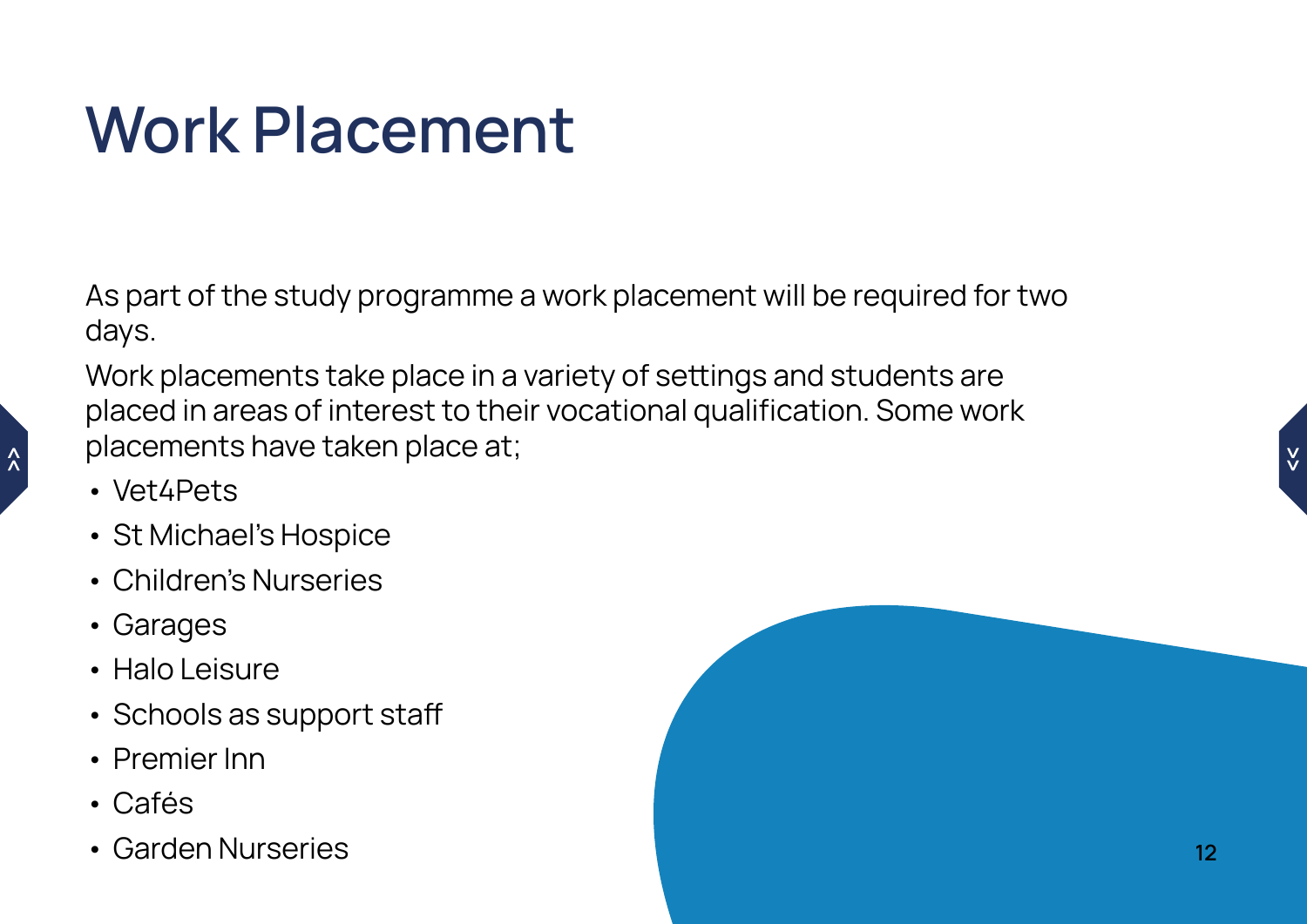# Work Placement

As part of the study programme a work placement will be required for two days.

Work placements take place in a variety of settings and students are placed in areas of interest to their vocational qualification. Some work placements have taken place at;

- Vet4Pets
- St Michael's Hospice
- Children's Nurseries
- Garages
- Halo Leisure
- Schools as support staff
- Premier Inn
- Cafés
- Garden Nurseries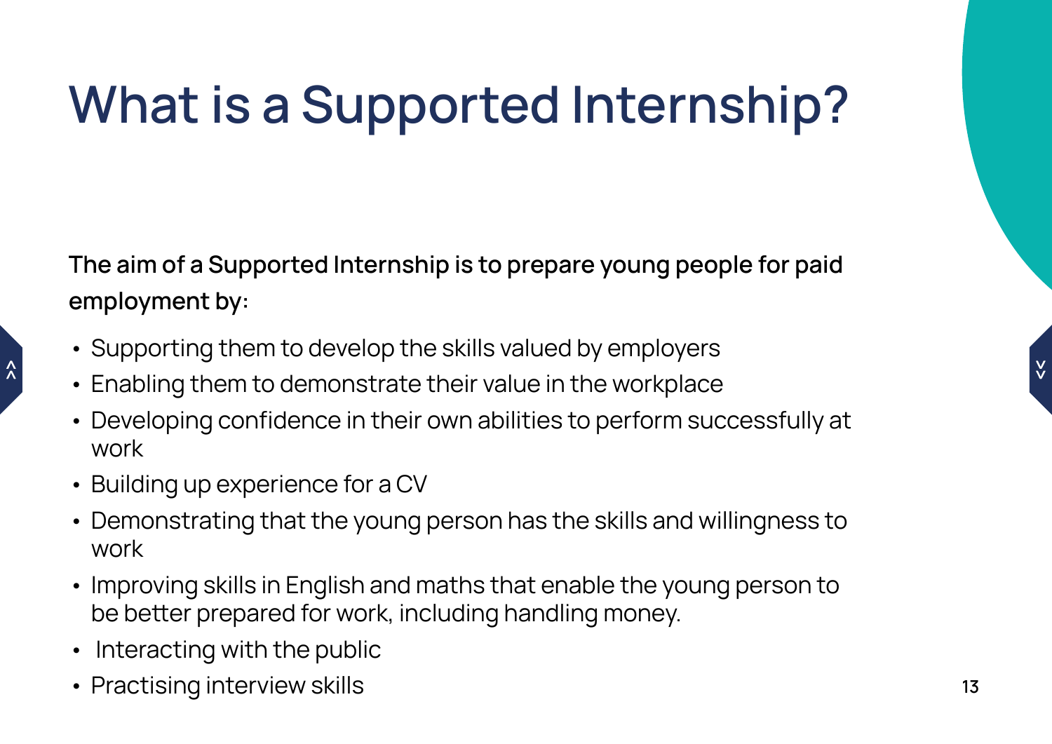# What is a Supported Internship?

**The aim of a Supported Internship is to prepare young people for paid employment by:**

- Supporting them to develop the skills valued by employers
- Enabling them to demonstrate their value in the workplace
- Developing confidence in their own abilities to perform successfully at work
- Building up experience for a CV
- Demonstrating that the young person has the skills and willingness to work
- Improving skills in English and maths that enable the young person to be better prepared for work, including handling money.
- Interacting with the public
- Practising interview skills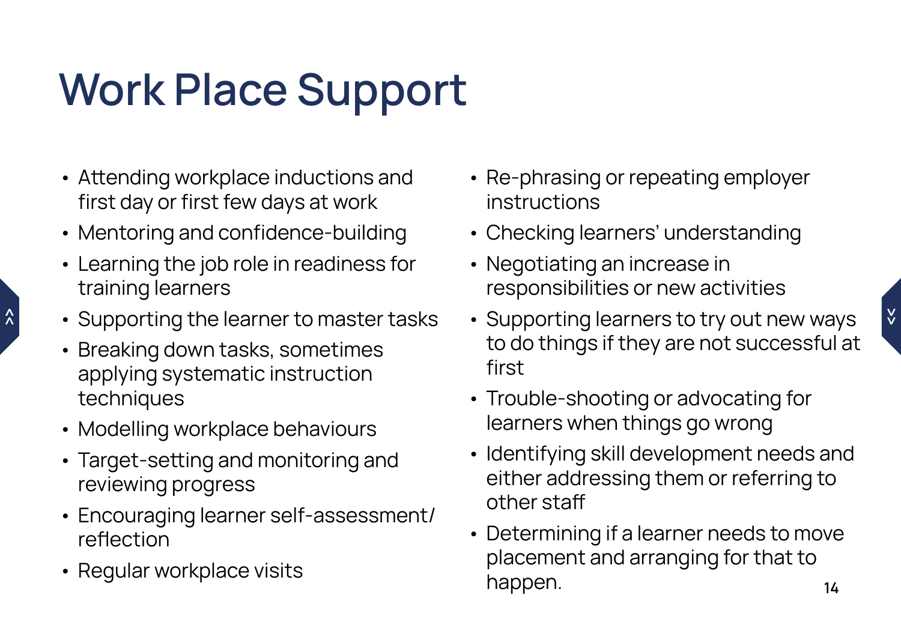# Work Place Support

- Attending workplace inductions and first day or first few days at work
- Mentoring and confidence-building
- Learning the job role in readiness for training learners
- Supporting the learner to master tasks
- Breaking down tasks, sometimes applying systematic instruction techniques
- Modelling workplace behaviours
- Target-setting and monitoring and reviewing progress
- Encouraging learner self-assessment/ reflection
- Regular workplace visits
- Re-phrasing or repeating employer instructions
- Checking learners' understanding
- Negotiating an increase in responsibilities or new activities
- Supporting learners to try out new ways to do things if they are not successful at first
- Trouble-shooting or advocating for learners when things go wrong
- Identifying skill development needs and either addressing them or referring to other staff
- Determining if a learner needs to move placement and arranging for that to happen.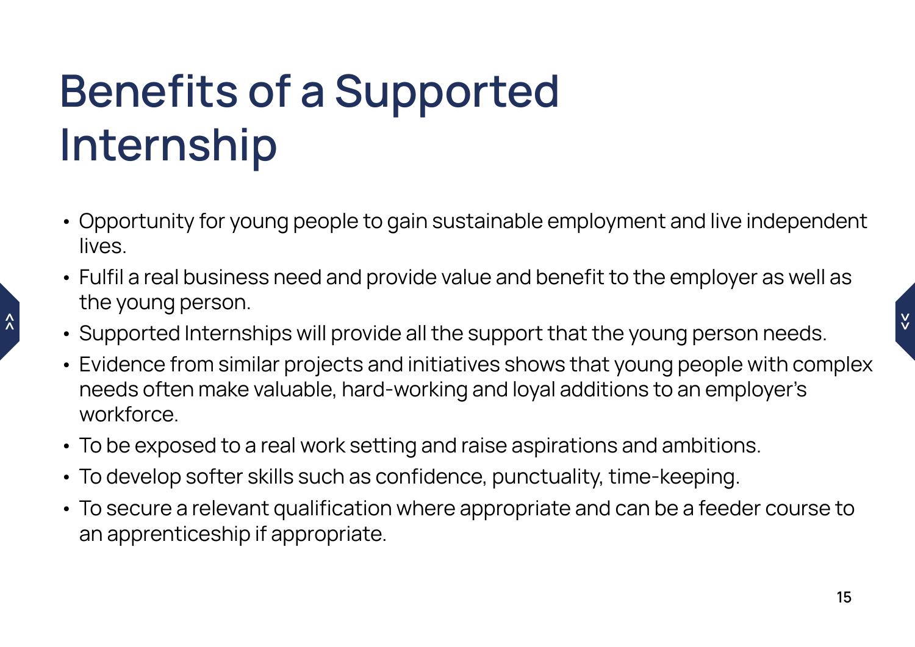# Benefits of a Supported Internship

- Opportunity for young people to gain sustainable employment and live independent lives.
- Fulfil a real business need and provide value and benefit to the employer as well as the young person.
- Supported Internships will provide all the support that the young person needs.
- Evidence from similar projects and initiatives shows that young people with complex needs often make valuable, hard-working and loyal additions to an employer's workforce.
- To be exposed to a real work setting and raise aspirations and ambitions.
- To develop softer skills such as confidence, punctuality, time-keeping.
- To secure a relevant qualification where appropriate and can be a feeder course to an apprenticeship if appropriate.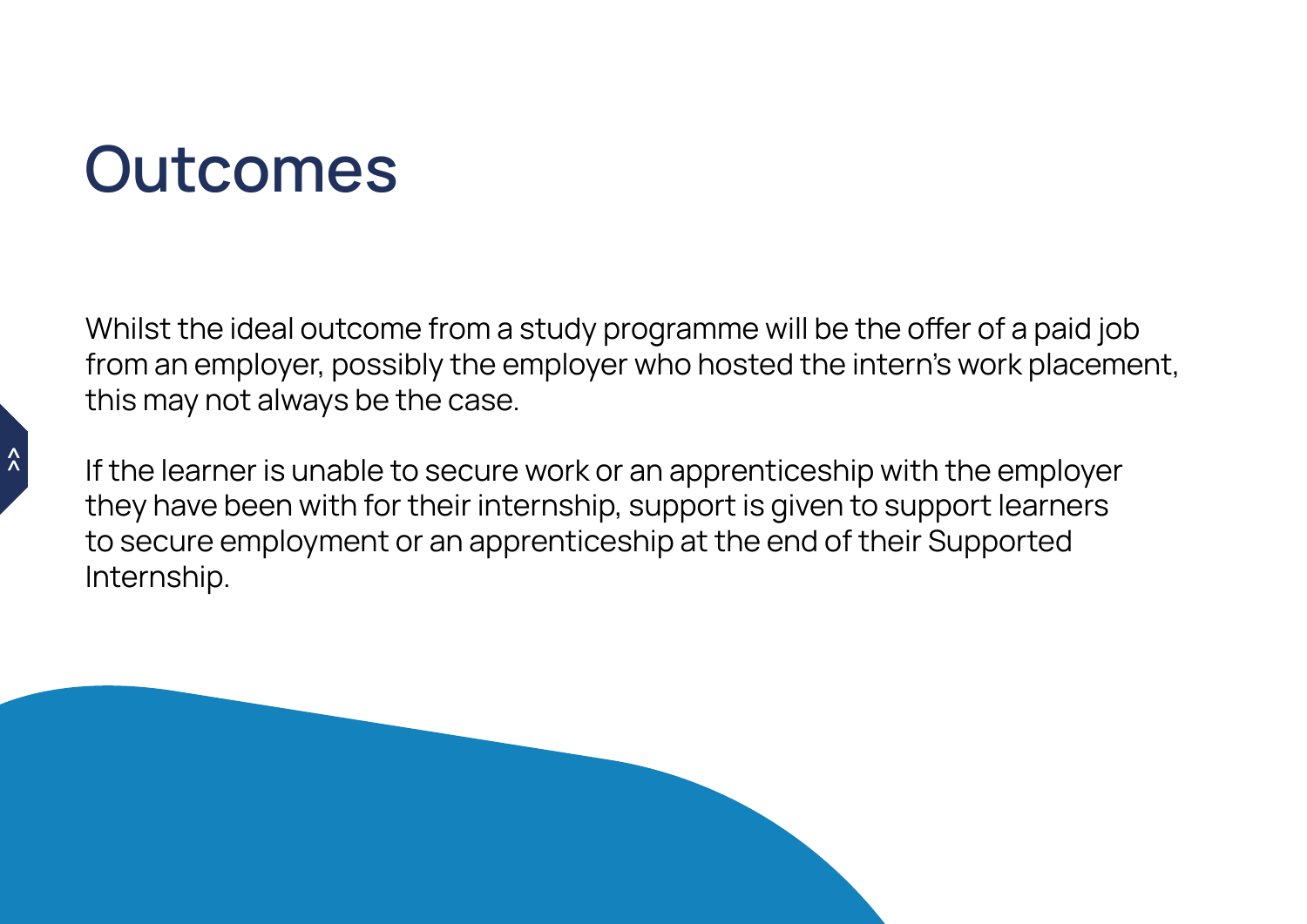# Outcomes

Whilst the ideal outcome from a study programme will be the offer of a paid job from an employer, possibly the employer who hosted the intern's work placement, this may not always be the case.

If the learner is unable to secure work or an apprenticeship with the employer they have been with for their internship, support is given to support learners to secure employment or an apprenticeship at the end of their Supported Internship.